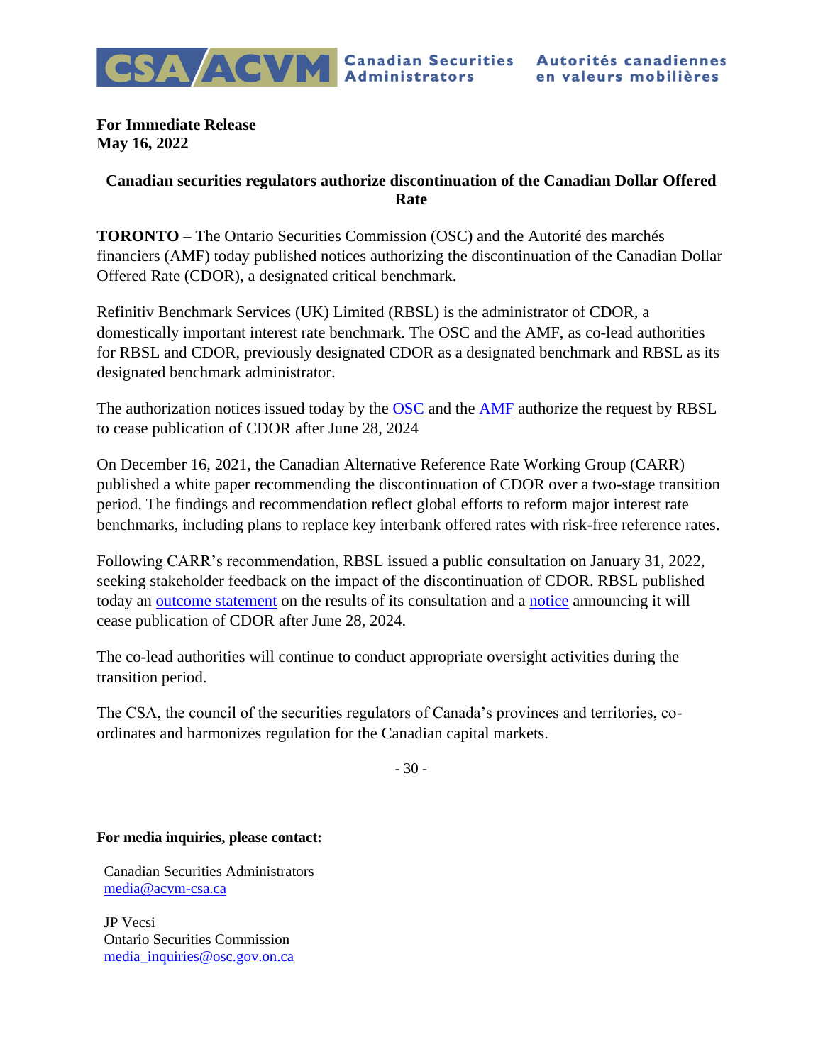CSA ACVM Canadian Securities Administrators Autorités canadiennes en valeurs mobilières

**For Immediate Release**
**May 16, 2022**

**Canadian securities regulators authorize discontinuation of the Canadian Dollar Offered Rate**

**TORONTO** – The Ontario Securities Commission (OSC) and the Autorité des marchés financiers (AMF) today published notices authorizing the discontinuation of the Canadian Dollar Offered Rate (CDOR), a designated critical benchmark.

Refinitiv Benchmark Services (UK) Limited (RBSL) is the administrator of CDOR, a domestically important interest rate benchmark. The OSC and the AMF, as co-lead authorities for RBSL and CDOR, previously designated CDOR as a designated benchmark and RBSL as its designated benchmark administrator.

The authorization notices issued today by the OSC and the AMF authorize the request by RBSL to cease publication of CDOR after June 28, 2024

On December 16, 2021, the Canadian Alternative Reference Rate Working Group (CARR) published a white paper recommending the discontinuation of CDOR over a two-stage transition period. The findings and recommendation reflect global efforts to reform major interest rate benchmarks, including plans to replace key interbank offered rates with risk-free reference rates.

Following CARR's recommendation, RBSL issued a public consultation on January 31, 2022, seeking stakeholder feedback on the impact of the discontinuation of CDOR. RBSL published today an outcome statement on the results of its consultation and a notice announcing it will cease publication of CDOR after June 28, 2024.

The co-lead authorities will continue to conduct appropriate oversight activities during the transition period.

The CSA, the council of the securities regulators of Canada's provinces and territories, co-ordinates and harmonizes regulation for the Canadian capital markets.

\- 30 -

**For media inquiries, please contact:**

Canadian Securities Administrators
media@acvm-csa.ca

JP Vecsi
Ontario Securities Commission
media_inquiries@osc.gov.on.ca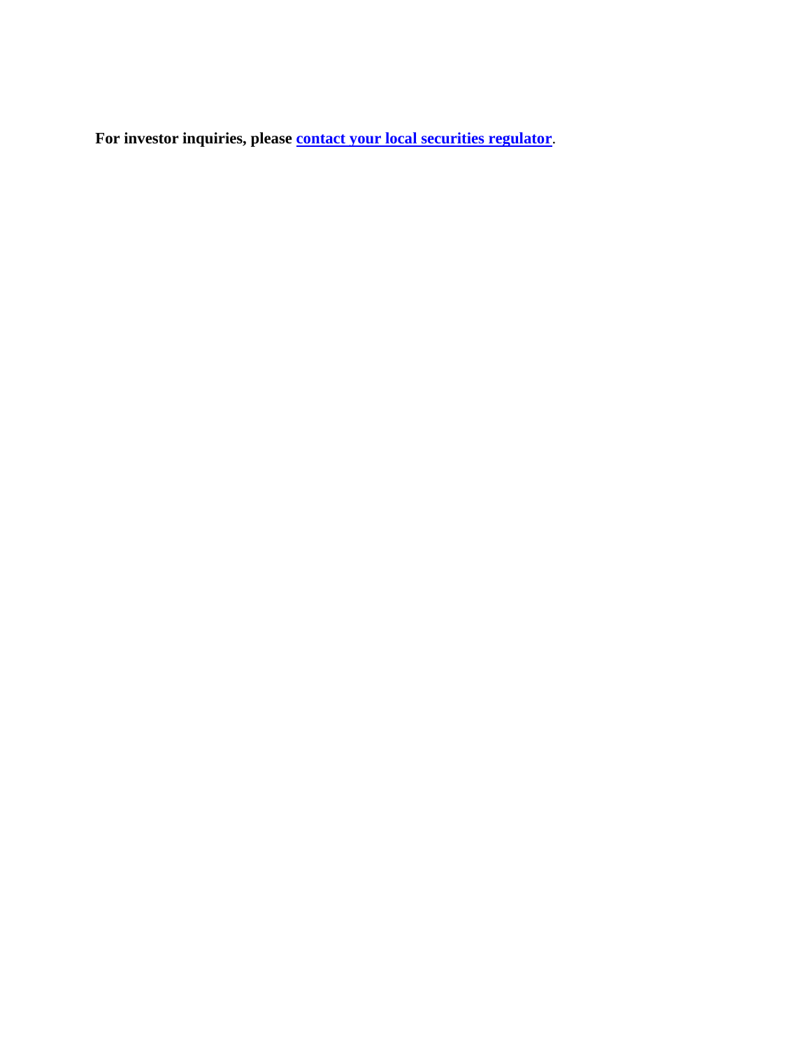**For investor inquiries, please contact your local securities regulator.**